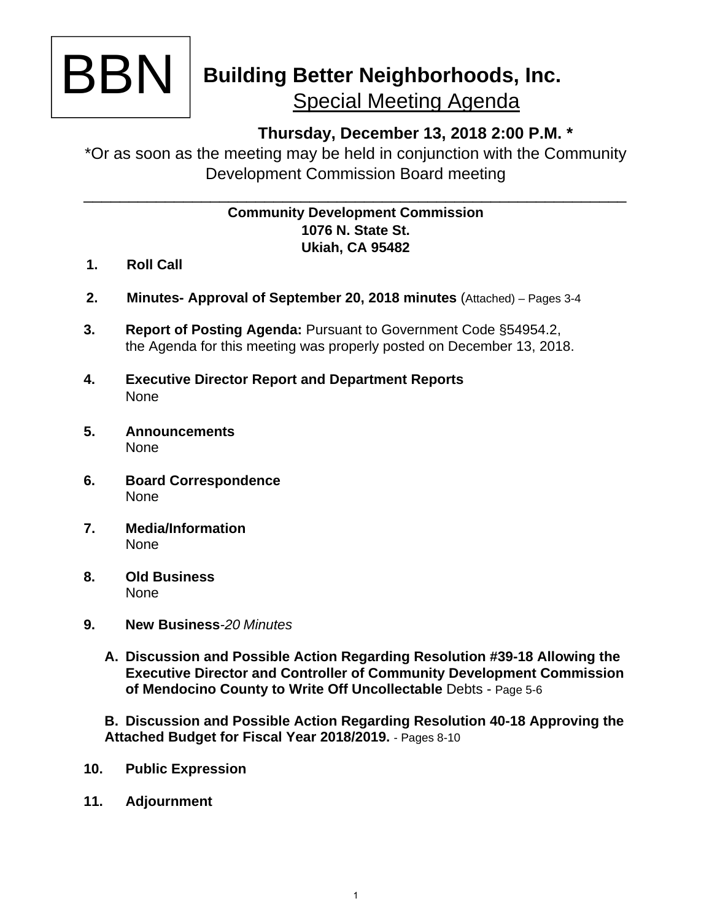BBN

# Building Better Neighborhoods, Inc.

## Special Meeting Agenda

**Thursday, December 13, 2018 2:00 P.M. ***

*Or as soon as the meeting may be held in conjunction with the Community Development Commission Board meeting

---

**Community Development Commission**
**1076 N. State St.**
**Ukiah, CA 95482**

1. **Roll Call**

2. **Minutes- Approval of September 20, 2018 minutes** (Attached) – Pages 3-4

3. **Report of Posting Agenda:** Pursuant to Government Code §54954.2, the Agenda for this meeting was properly posted on December 13, 2018.

4. **Executive Director Report and Department Reports**
   None

5. **Announcements**
   None

6. **Board Correspondence**
   None

7. **Media/Information**
   None

8. **Old Business**
   None

9. **New Business**-*20 Minutes*

   A. **Discussion and Possible Action Regarding Resolution #39-18 Allowing the Executive Director and Controller of Community Development Commission of Mendocino County to Write Off Uncollectable** Debts - Page 5-6

   B. **Discussion and Possible Action Regarding Resolution 40-18 Approving the Attached Budget for Fiscal Year 2018/2019.** - Pages 8-10

10. **Public Expression**

11. **Adjournment**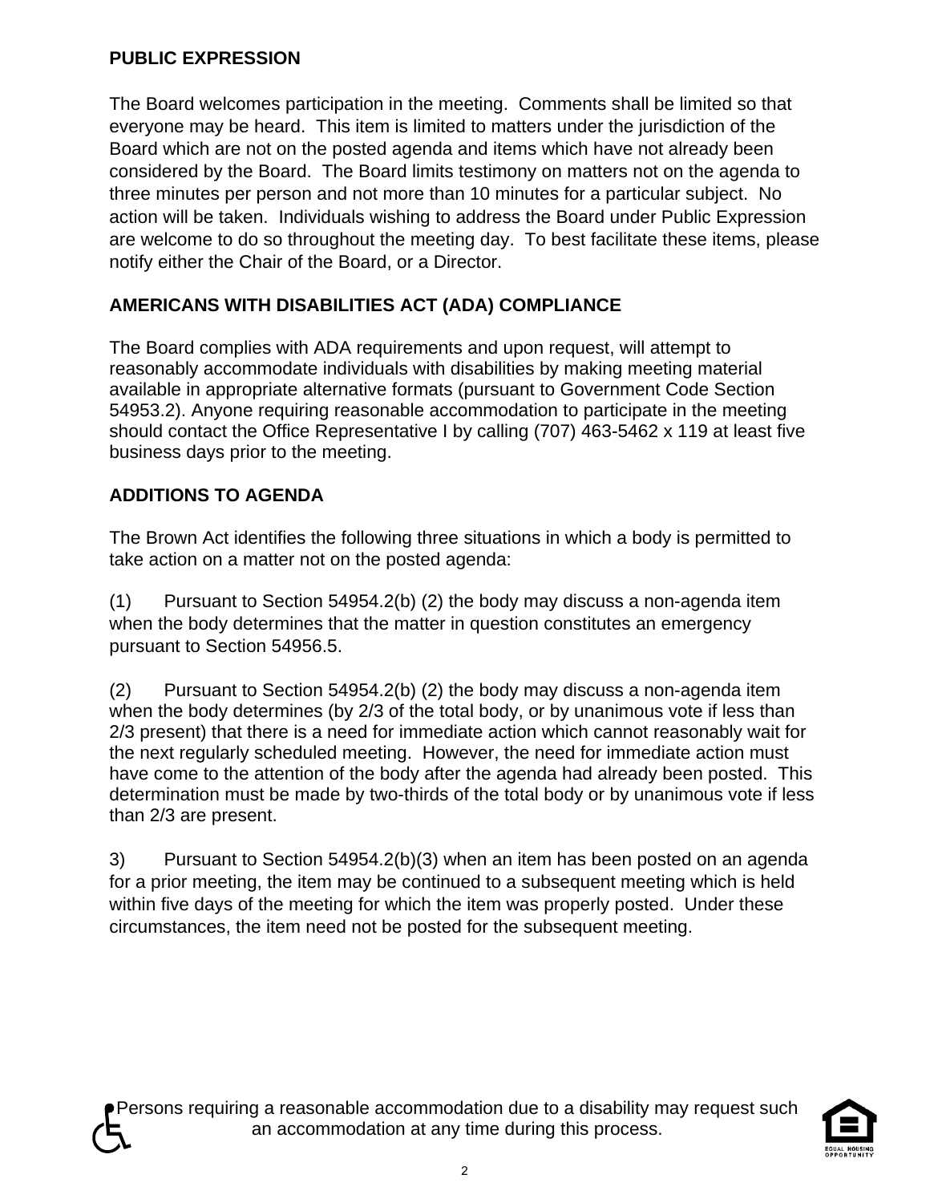## PUBLIC EXPRESSION

The Board welcomes participation in the meeting. Comments shall be limited so that everyone may be heard. This item is limited to matters under the jurisdiction of the Board which are not on the posted agenda and items which have not already been considered by the Board. The Board limits testimony on matters not on the agenda to three minutes per person and not more than 10 minutes for a particular subject. No action will be taken. Individuals wishing to address the Board under Public Expression are welcome to do so throughout the meeting day. To best facilitate these items, please notify either the Chair of the Board, or a Director.

## AMERICANS WITH DISABILITIES ACT (ADA) COMPLIANCE

The Board complies with ADA requirements and upon request, will attempt to reasonably accommodate individuals with disabilities by making meeting material available in appropriate alternative formats (pursuant to Government Code Section 54953.2). Anyone requiring reasonable accommodation to participate in the meeting should contact the Office Representative I by calling (707) 463-5462 x 119 at least five business days prior to the meeting.

## ADDITIONS TO AGENDA

The Brown Act identifies the following three situations in which a body is permitted to take action on a matter not on the posted agenda:

(1) Pursuant to Section 54954.2(b) (2) the body may discuss a non-agenda item when the body determines that the matter in question constitutes an emergency pursuant to Section 54956.5.

(2) Pursuant to Section 54954.2(b) (2) the body may discuss a non-agenda item when the body determines (by 2/3 of the total body, or by unanimous vote if less than 2/3 present) that there is a need for immediate action which cannot reasonably wait for the next regularly scheduled meeting. However, the need for immediate action must have come to the attention of the body after the agenda had already been posted. This determination must be made by two-thirds of the total body or by unanimous vote if less than 2/3 are present.

3) Pursuant to Section 54954.2(b)(3) when an item has been posted on an agenda for a prior meeting, the item may be continued to a subsequent meeting which is held within five days of the meeting for which the item was properly posted. Under these circumstances, the item need not be posted for the subsequent meeting.

Persons requiring a reasonable accommodation due to a disability may request such an accommodation at any time during this process.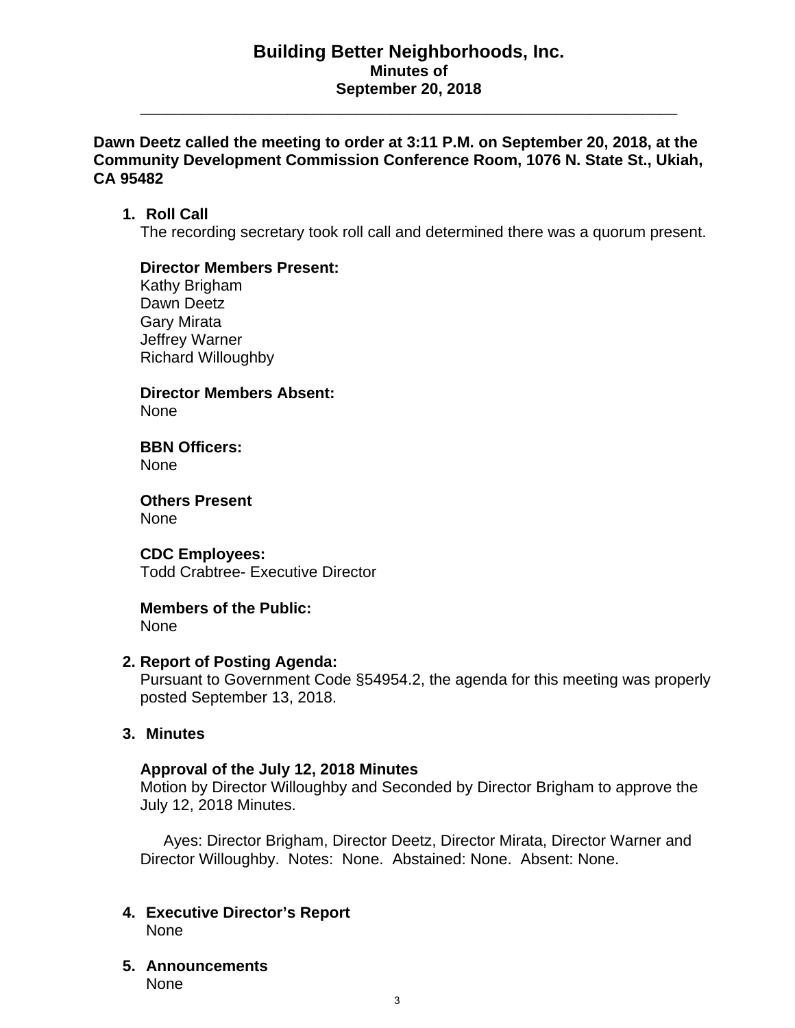# Building Better Neighborhoods, Inc.

## Minutes of
## September 20, 2018

---

**Dawn Deetz called the meeting to order at 3:11 P.M. on September 20, 2018, at the Community Development Commission Conference Room, 1076 N. State St., Ukiah, CA 95482**

1. **Roll Call**
   The recording secretary took roll call and determined there was a quorum present.

   **Director Members Present:**
   Kathy Brigham
   Dawn Deetz
   Gary Mirata
   Jeffrey Warner
   Richard Willoughby

   **Director Members Absent:**
   None

   **BBN Officers:**
   None

   **Others Present**
   None

   **CDC Employees:**
   Todd Crabtree- Executive Director

   **Members of the Public:**
   None

2. **Report of Posting Agenda:**
   Pursuant to Government Code §54954.2, the agenda for this meeting was properly posted September 13, 2018.

3. **Minutes**

   **Approval of the July 12, 2018 Minutes**
   Motion by Director Willoughby and Seconded by Director Brigham to approve the July 12, 2018 Minutes.

   Ayes: Director Brigham, Director Deetz, Director Mirata, Director Warner and Director Willoughby. Notes: None. Abstained: None. Absent: None.

4. **Executive Director's Report**
   None

5. **Announcements**
   None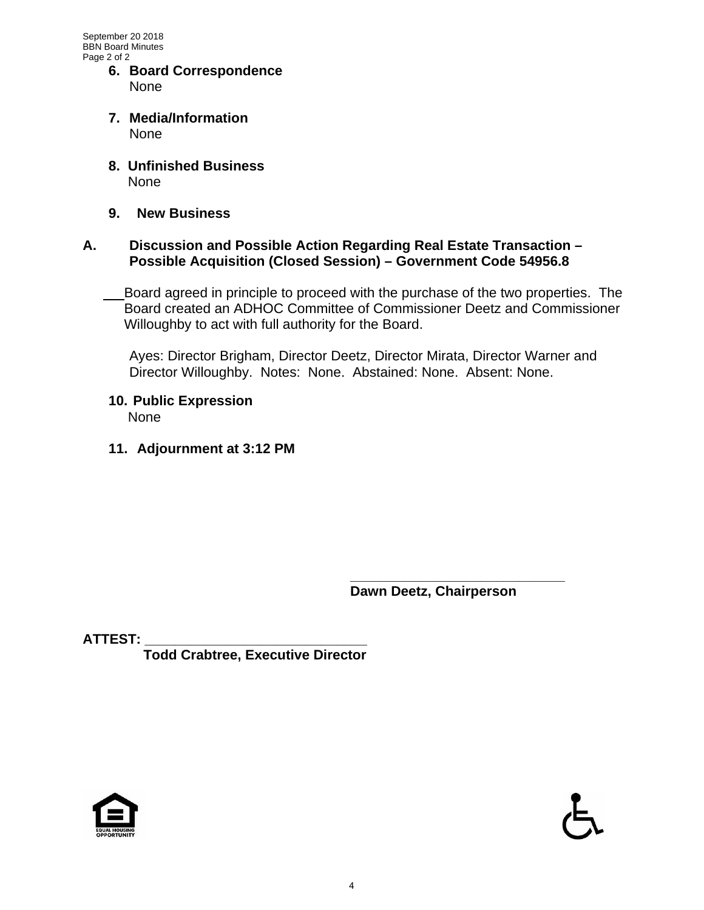**6. Board Correspondence**
None

**7. Media/Information**
None

**8. Unfinished Business**
None

**9. New Business**

**A. Discussion and Possible Action Regarding Real Estate Transaction – Possible Acquisition (Closed Session) – Government Code 54956.8**

Board agreed in principle to proceed with the purchase of the two properties. The Board created an ADHOC Committee of Commissioner Deetz and Commissioner Willoughby to act with full authority for the Board.

Ayes: Director Brigham, Director Deetz, Director Mirata, Director Warner and Director Willoughby. Notes: None. Abstained: None. Absent: None.

**10. Public Expression**
None

**11. Adjournment at 3:12 PM**

_____________________________
**Dawn Deetz, Chairperson**

**ATTEST:** _____________________________
**Todd Crabtree, Executive Director**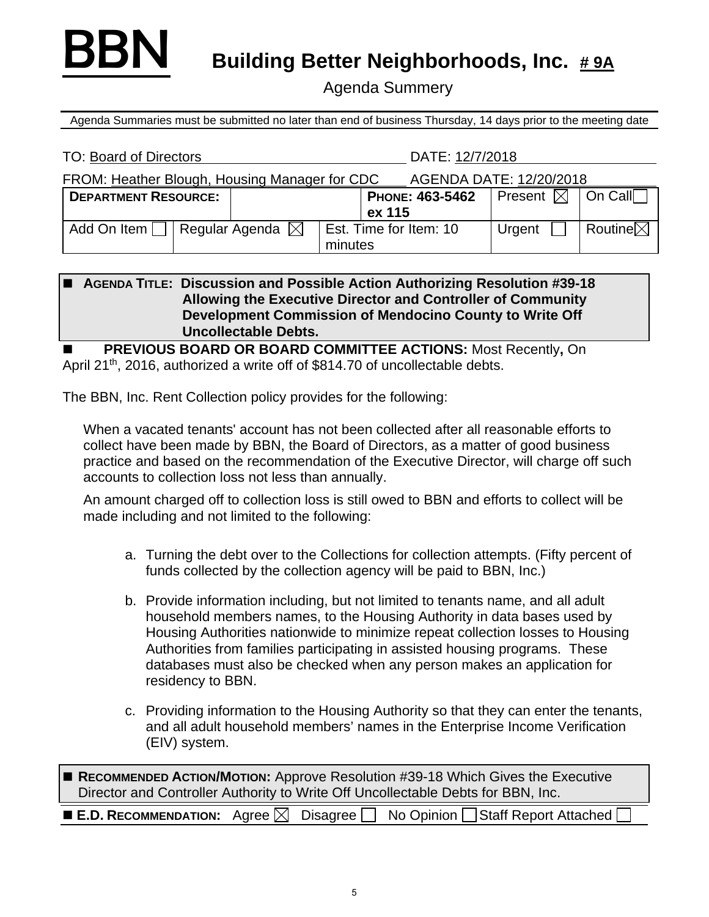# BBN Building Better Neighborhoods, Inc. # 9A

Agenda Summery

Agenda Summaries must be submitted no later than end of business Thursday, 14 days prior to the meeting date

TO: Board of Directors DATE: 12/7/2018

FROM: Heather Blough, Housing Manager for CDC AGENDA DATE: 12/20/2018

| **DEPARTMENT RESOURCE:** | | **PHONE: 463-5462 ex 115** | Present ☒ | On Call ☐ |
|---|---|---|---|---|
| Add On Item ☐ | Regular Agenda ☒ | Est. Time for Item: 10 minutes | Urgent ☐ | Routine ☒ |

■ **AGENDA TITLE: Discussion and Possible Action Authorizing Resolution #39-18 Allowing the Executive Director and Controller of Community Development Commission of Mendocino County to Write Off Uncollectable Debts.**

■ **PREVIOUS BOARD OR BOARD COMMITTEE ACTIONS:** Most Recently**,** On April 21th, 2016, authorized a write off of $814.70 of uncollectable debts.

The BBN, Inc. Rent Collection policy provides for the following:

When a vacated tenants' account has not been collected after all reasonable efforts to collect have been made by BBN, the Board of Directors, as a matter of good business practice and based on the recommendation of the Executive Director, will charge off such accounts to collection loss not less than annually.

An amount charged off to collection loss is still owed to BBN and efforts to collect will be made including and not limited to the following:

a. Turning the debt over to the Collections for collection attempts. (Fifty percent of funds collected by the collection agency will be paid to BBN, Inc.)

b. Provide information including, but not limited to tenants name, and all adult household members names, to the Housing Authority in data bases used by Housing Authorities nationwide to minimize repeat collection losses to Housing Authorities from families participating in assisted housing programs. These databases must also be checked when any person makes an application for residency to BBN.

c. Providing information to the Housing Authority so that they can enter the tenants, and all adult household members' names in the Enterprise Income Verification (EIV) system.

■ **RECOMMENDED ACTION/MOTION:** Approve Resolution #39-18 Which Gives the Executive Director and Controller Authority to Write Off Uncollectable Debts for BBN, Inc.

■ **E.D. RECOMMENDATION:** Agree ☒ Disagree ☐ No Opinion ☐ Staff Report Attached ☐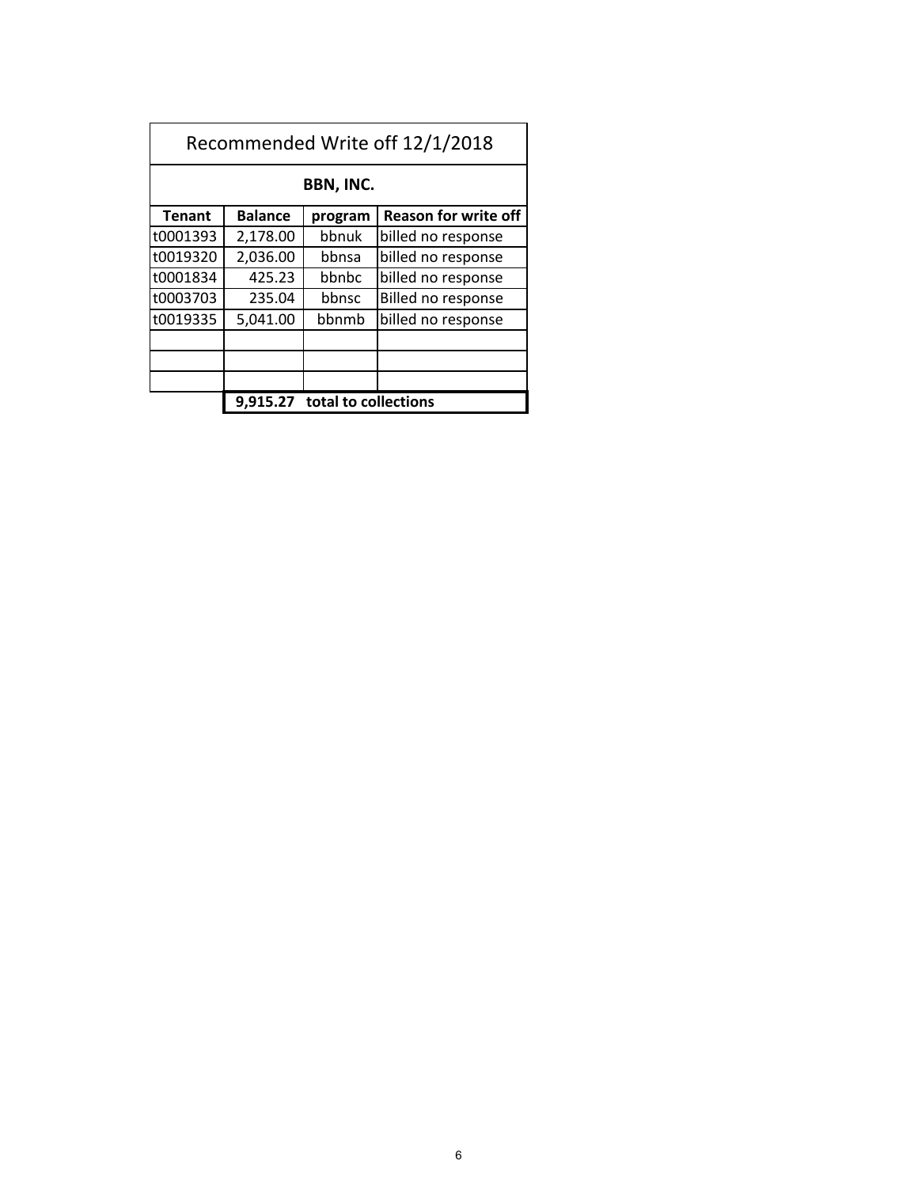## Recommended Write off 12/1/2018

### BBN, INC.

| Tenant | Balance | program | Reason for write off |
|---|---|---|---|
| t0001393 | 2,178.00 | bbnuk | billed no response |
| t0019320 | 2,036.00 | bbnsa | billed no response |
| t0001834 | 425.23 | bbnbc | billed no response |
| t0003703 | 235.04 | bbnsc | Billed no response |
| t0019335 | 5,041.00 | bbnmb | billed no response |
| | | | |
| | | | |
| | | | |
| | **9,915.27** | **total to collections** | |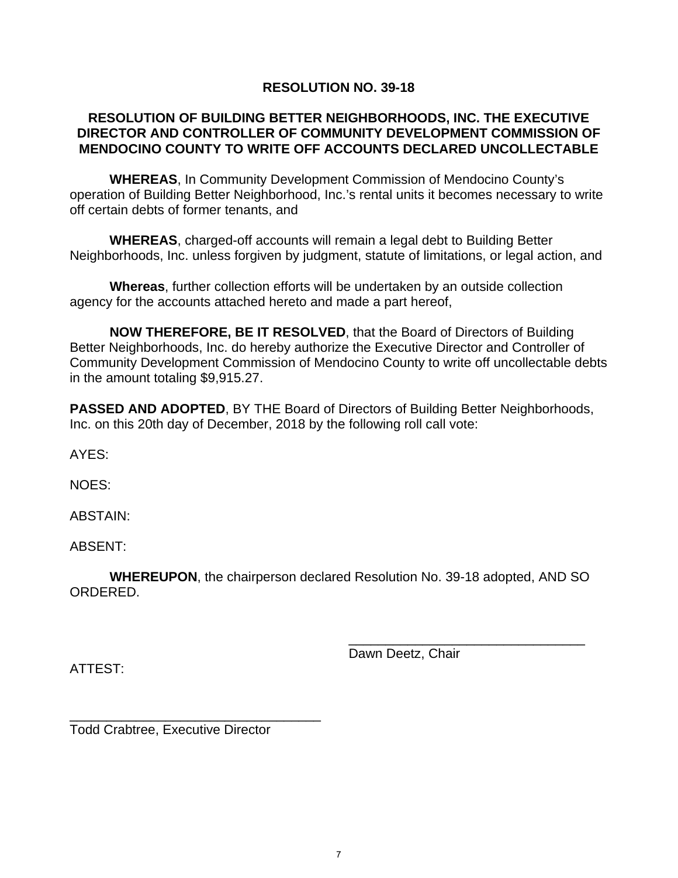# RESOLUTION NO. 39-18

## RESOLUTION OF BUILDING BETTER NEIGHBORHOODS, INC. THE EXECUTIVE DIRECTOR AND CONTROLLER OF COMMUNITY DEVELOPMENT COMMISSION OF MENDOCINO COUNTY TO WRITE OFF ACCOUNTS DECLARED UNCOLLECTABLE

**WHEREAS**, In Community Development Commission of Mendocino County's operation of Building Better Neighborhood, Inc.'s rental units it becomes necessary to write off certain debts of former tenants, and

**WHEREAS**, charged-off accounts will remain a legal debt to Building Better Neighborhoods, Inc. unless forgiven by judgment, statute of limitations, or legal action, and

**Whereas**, further collection efforts will be undertaken by an outside collection agency for the accounts attached hereto and made a part hereof,

**NOW THEREFORE, BE IT RESOLVED**, that the Board of Directors of Building Better Neighborhoods, Inc. do hereby authorize the Executive Director and Controller of Community Development Commission of Mendocino County to write off uncollectable debts in the amount totaling $9,915.27.

**PASSED AND ADOPTED**, BY THE Board of Directors of Building Better Neighborhoods, Inc. on this 20th day of December, 2018 by the following roll call vote:

AYES:

NOES:

ABSTAIN:

ABSENT:

**WHEREUPON**, the chairperson declared Resolution No. 39-18 adopted, AND SO ORDERED.

\_\_\_\_\_\_\_\_\_\_\_\_\_\_\_\_\_\_\_\_\_\_\_\_\_\_\_\_\_\_\_\_\_

Dawn Deetz, Chair

ATTEST:

\_\_\_\_\_\_\_\_\_\_\_\_\_\_\_\_\_\_\_\_\_\_\_\_\_\_\_\_\_\_\_\_\_\_\_

Todd Crabtree, Executive Director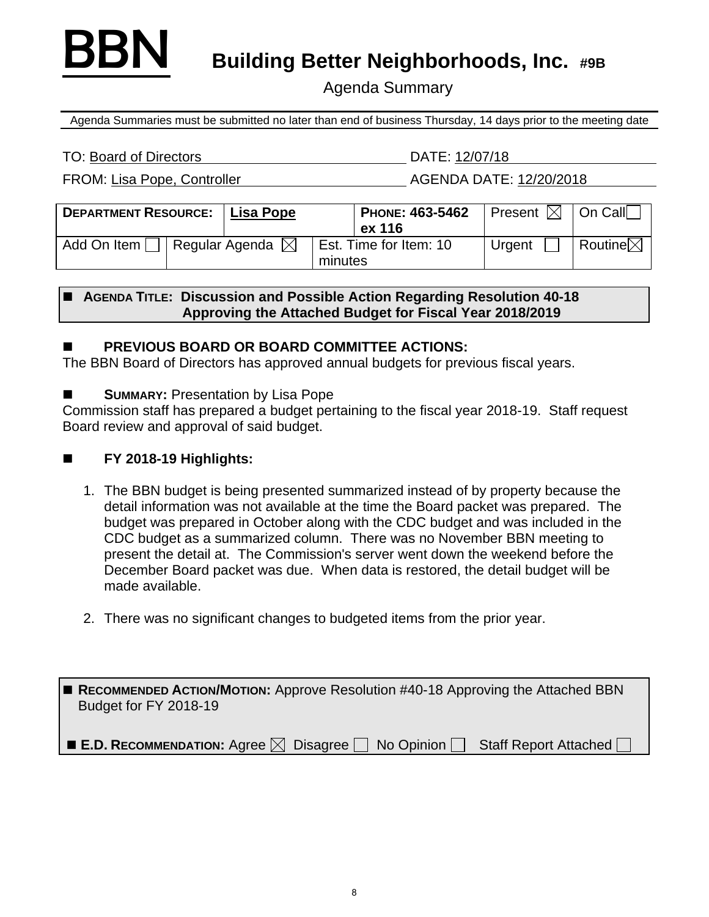# BBN Building Better Neighborhoods, Inc. #9B

Agenda Summary

Agenda Summaries must be submitted no later than end of business Thursday, 14 days prior to the meeting date

TO: Board of Directors DATE: 12/07/18

FROM: Lisa Pope, Controller AGENDA DATE: 12/20/2018

| **DEPARTMENT RESOURCE:** | **Lisa Pope** | **PHONE: 463-5462 ex 116** | Present ☒ | On Call ☐ |
|---|---|---|---|---|
| Add On Item ☐ | Regular Agenda ☒ | Est. Time for Item: 10 minutes | Urgent ☐ | Routine ☒ |

■ **AGENDA TITLE: Discussion and Possible Action Regarding Resolution 40-18 Approving the Attached Budget for Fiscal Year 2018/2019**

■ **PREVIOUS BOARD OR BOARD COMMITTEE ACTIONS:**
The BBN Board of Directors has approved annual budgets for previous fiscal years.

■ **SUMMARY:** Presentation by Lisa Pope
Commission staff has prepared a budget pertaining to the fiscal year 2018-19. Staff request Board review and approval of said budget.

■ **FY 2018-19 Highlights:**

1. The BBN budget is being presented summarized instead of by property because the detail information was not available at the time the Board packet was prepared. The budget was prepared in October along with the CDC budget and was included in the CDC budget as a summarized column. There was no November BBN meeting to present the detail at. The Commission's server went down the weekend before the December Board packet was due. When data is restored, the detail budget will be made available.

2. There was no significant changes to budgeted items from the prior year.

■ **RECOMMENDED ACTION/MOTION:** Approve Resolution #40-18 Approving the Attached BBN Budget for FY 2018-19

■ **E.D. RECOMMENDATION:** Agree ☒ Disagree ☐ No Opinion ☐ Staff Report Attached ☐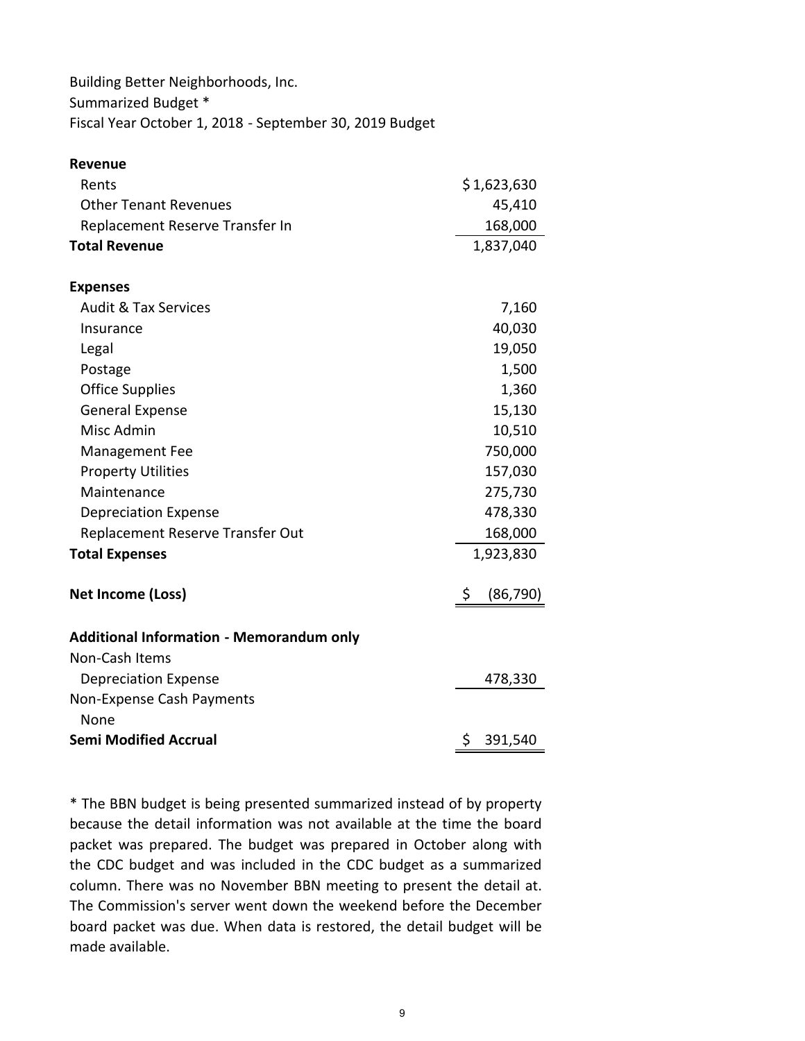Building Better Neighborhoods, Inc.
Summarized Budget *
Fiscal Year October 1, 2018 - September 30, 2019 Budget

| | |
|---|---|
| **Revenue** | |
| Rents | $1,623,630 |
| Other Tenant Revenues | 45,410 |
| Replacement Reserve Transfer In | 168,000 |
| **Total Revenue** | 1,837,040 |
| | |
| **Expenses** | |
| Audit & Tax Services | 7,160 |
| Insurance | 40,030 |
| Legal | 19,050 |
| Postage | 1,500 |
| Office Supplies | 1,360 |
| General Expense | 15,130 |
| Misc Admin | 10,510 |
| Management Fee | 750,000 |
| Property Utilities | 157,030 |
| Maintenance | 275,730 |
| Depreciation Expense | 478,330 |
| Replacement Reserve Transfer Out | 168,000 |
| **Total Expenses** | 1,923,830 |
| | |
| **Net Income (Loss)** | $ (86,790) |
| | |
| **Additional Information - Memorandum only** | |
| Non-Cash Items | |
| Depreciation Expense | 478,330 |
| Non-Expense Cash Payments | |
| None | |
| **Semi Modified Accrual** | $ 391,540 |

* The BBN budget is being presented summarized instead of by property because the detail information was not available at the time the board packet was prepared. The budget was prepared in October along with the CDC budget and was included in the CDC budget as a summarized column. There was no November BBN meeting to present the detail at. The Commission's server went down the weekend before the December board packet was due. When data is restored, the detail budget will be made available.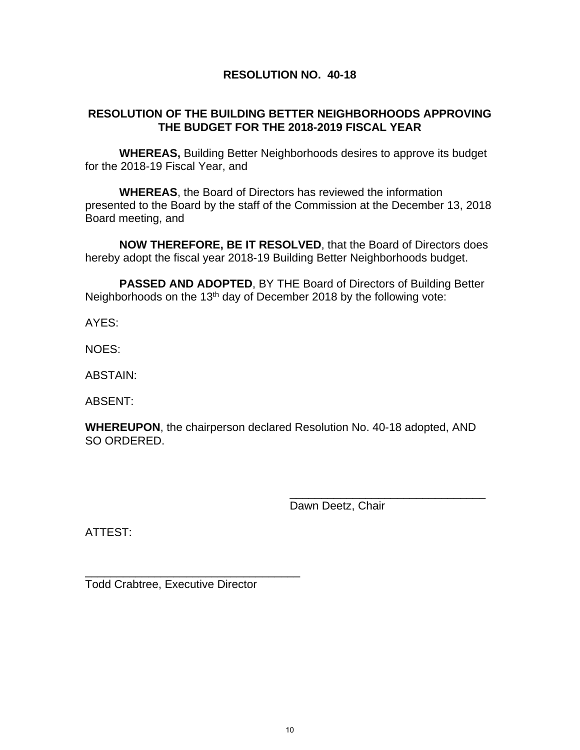**RESOLUTION NO. 40-18**

**RESOLUTION OF THE BUILDING BETTER NEIGHBORHOODS APPROVING THE BUDGET FOR THE 2018-2019 FISCAL YEAR**

**WHEREAS,** Building Better Neighborhoods desires to approve its budget for the 2018-19 Fiscal Year, and

**WHEREAS**, the Board of Directors has reviewed the information presented to the Board by the staff of the Commission at the December 13, 2018 Board meeting, and

**NOW THEREFORE, BE IT RESOLVED**, that the Board of Directors does hereby adopt the fiscal year 2018-19 Building Better Neighborhoods budget.

**PASSED AND ADOPTED**, BY THE Board of Directors of Building Better Neighborhoods on the 13th day of December 2018 by the following vote:

AYES:

NOES:

ABSTAIN:

ABSENT:

**WHEREUPON**, the chairperson declared Resolution No. 40-18 adopted, AND SO ORDERED.

\_\_\_\_\_\_\_\_\_\_\_\_\_\_\_\_\_\_\_\_\_\_\_\_\_\_\_\_\_\_\_\_
Dawn Deetz, Chair

ATTEST:

\_\_\_\_\_\_\_\_\_\_\_\_\_\_\_\_\_\_\_\_\_\_\_\_\_\_\_\_\_\_\_\_\_\_\_
Todd Crabtree, Executive Director